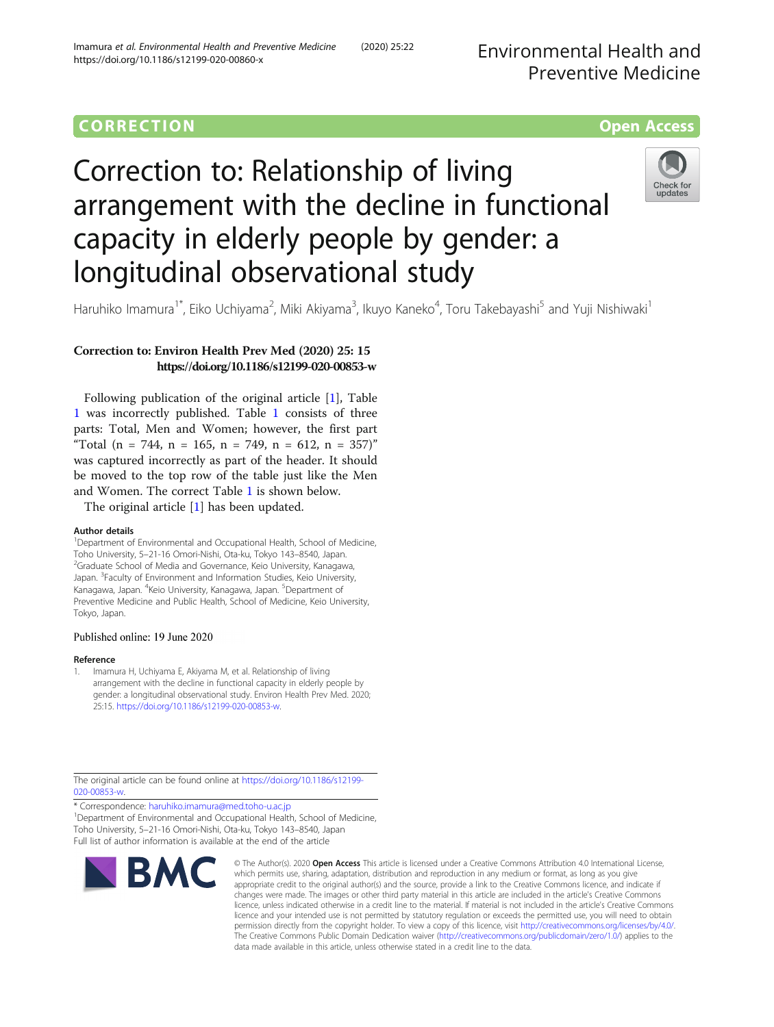CORRECTION

Open Access

# Correction to: Relationship of living arrangement with the decline in functional capacity in elderly people by gender: a longitudinal observational study

Haruhiko Imamura[1*], Eiko Uchiyama[2], Miki Akiyama[3], Ikuyo Kaneko[4], Toru Takebayashi[5] and Yuji Nishiwaki[1]

**Correction to: Environ Health Prev Med (2020) 25: 15**
**https://doi.org/10.1186/s12199-020-00853-w**

Following publication of the original article [1], Table 1 was incorrectly published. Table 1 consists of three parts: Total, Men and Women; however, the first part "Total (n = 744, n = 165, n = 749, n = 612, n = 357)" was captured incorrectly as part of the header. It should be moved to the top row of the table just like the Men and Women. The correct Table 1 is shown below.

The original article [1] has been updated.

### Author details

[1]Department of Environmental and Occupational Health, School of Medicine, Toho University, 5–21-16 Omori-Nishi, Ota-ku, Tokyo 143–8540, Japan. [2]Graduate School of Media and Governance, Keio University, Kanagawa, Japan. [3]Faculty of Environment and Information Studies, Keio University, Kanagawa, Japan. [4]Keio University, Kanagawa, Japan. [5]Department of Preventive Medicine and Public Health, School of Medicine, Keio University, Tokyo, Japan.

Published online: 19 June 2020

### Reference

1. Imamura H, Uchiyama E, Akiyama M, et al. Relationship of living arrangement with the decline in functional capacity in elderly people by gender: a longitudinal observational study. Environ Health Prev Med. 2020; 25:15. https://doi.org/10.1186/s12199-020-00853-w.

The original article can be found online at https://doi.org/10.1186/s12199-020-00853-w.

* Correspondence: haruhiko.imamura@med.toho-u.ac.jp
[1]Department of Environmental and Occupational Health, School of Medicine, Toho University, 5–21-16 Omori-Nishi, Ota-ku, Tokyo 143–8540, Japan
Full list of author information is available at the end of the article

© The Author(s). 2020 **Open Access** This article is licensed under a Creative Commons Attribution 4.0 International License, which permits use, sharing, adaptation, distribution and reproduction in any medium or format, as long as you give appropriate credit to the original author(s) and the source, provide a link to the Creative Commons licence, and indicate if changes were made. The images or other third party material in this article are included in the article's Creative Commons licence, unless indicated otherwise in a credit line to the material. If material is not included in the article's Creative Commons licence and your intended use is not permitted by statutory regulation or exceeds the permitted use, you will need to obtain permission directly from the copyright holder. To view a copy of this licence, visit http://creativecommons.org/licenses/by/4.0/. The Creative Commons Public Domain Dedication waiver (http://creativecommons.org/publicdomain/zero/1.0/) applies to the data made available in this article, unless otherwise stated in a credit line to the data.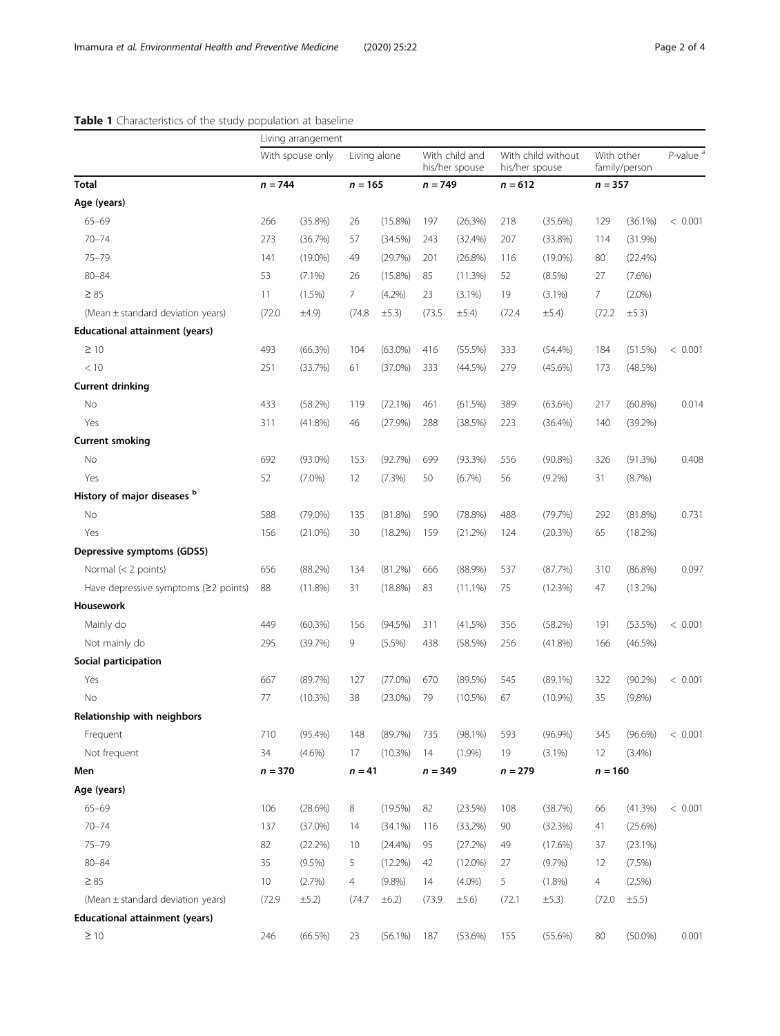**Table 1** Characteristics of the study population at baseline

| | Living arrangement | | | | | | | | | | |
|---|---|---|---|---|---|---|---|---|---|---|---|
| | With spouse only | | Living alone | | With child and his/her spouse | | With child without his/her spouse | | With other family/person | | *P*-value [a] |
| **Total** | *n* = 744 | | *n* = 165 | | *n* = 749 | | *n* = 612 | | *n* = 357 | | |
| **Age (years)** | | | | | | | | | | | |
| 65–69 | 266 | (35.8%) | 26 | (15.8%) | 197 | (26.3%) | 218 | (35.6%) | 129 | (36.1%) | < 0.001 |
| 70–74 | 273 | (36.7%) | 57 | (34.5%) | 243 | (32.4%) | 207 | (33.8%) | 114 | (31.9%) | |
| 75–79 | 141 | (19.0%) | 49 | (29.7%) | 201 | (26.8%) | 116 | (19.0%) | 80 | (22.4%) | |
| 80–84 | 53 | (7.1%) | 26 | (15.8%) | 85 | (11.3%) | 52 | (8.5%) | 27 | (7.6%) | |
| ≥ 85 | 11 | (1.5%) | 7 | (4.2%) | 23 | (3.1%) | 19 | (3.1%) | 7 | (2.0%) | |
| (Mean ± standard deviation years) | (72.0 | ±4.9) | (74.8 | ±5.3) | (73.5 | ±5.4) | (72.4 | ±5.4) | (72.2 | ±5.3) | |
| **Educational attainment (years)** | | | | | | | | | | | |
| ≥ 10 | 493 | (66.3%) | 104 | (63.0%) | 416 | (55.5%) | 333 | (54.4%) | 184 | (51.5%) | < 0.001 |
| < 10 | 251 | (33.7%) | 61 | (37.0%) | 333 | (44.5%) | 279 | (45.6%) | 173 | (48.5%) | |
| **Current drinking** | | | | | | | | | | | |
| No | 433 | (58.2%) | 119 | (72.1%) | 461 | (61.5%) | 389 | (63.6%) | 217 | (60.8%) | 0.014 |
| Yes | 311 | (41.8%) | 46 | (27.9%) | 288 | (38.5%) | 223 | (36.4%) | 140 | (39.2%) | |
| **Current smoking** | | | | | | | | | | | |
| No | 692 | (93.0%) | 153 | (92.7%) | 699 | (93.3%) | 556 | (90.8%) | 326 | (91.3%) | 0.408 |
| Yes | 52 | (7.0%) | 12 | (7.3%) | 50 | (6.7%) | 56 | (9.2%) | 31 | (8.7%) | |
| **History of major diseases [b]** | | | | | | | | | | | |
| No | 588 | (79.0%) | 135 | (81.8%) | 590 | (78.8%) | 488 | (79.7%) | 292 | (81.8%) | 0.731 |
| Yes | 156 | (21.0%) | 30 | (18.2%) | 159 | (21.2%) | 124 | (20.3%) | 65 | (18.2%) | |
| **Depressive symptoms (GDS5)** | | | | | | | | | | | |
| Normal (< 2 points) | 656 | (88.2%) | 134 | (81.2%) | 666 | (88.9%) | 537 | (87.7%) | 310 | (86.8%) | 0.097 |
| Have depressive symptoms (≥2 points) | 88 | (11.8%) | 31 | (18.8%) | 83 | (11.1%) | 75 | (12.3%) | 47 | (13.2%) | |
| **Housework** | | | | | | | | | | | |
| Mainly do | 449 | (60.3%) | 156 | (94.5%) | 311 | (41.5%) | 356 | (58.2%) | 191 | (53.5%) | < 0.001 |
| Not mainly do | 295 | (39.7%) | 9 | (5.5%) | 438 | (58.5%) | 256 | (41.8%) | 166 | (46.5%) | |
| **Social participation** | | | | | | | | | | | |
| Yes | 667 | (89.7%) | 127 | (77.0%) | 670 | (89.5%) | 545 | (89.1%) | 322 | (90.2%) | < 0.001 |
| No | 77 | (10.3%) | 38 | (23.0%) | 79 | (10.5%) | 67 | (10.9%) | 35 | (9.8%) | |
| **Relationship with neighbors** | | | | | | | | | | | |
| Frequent | 710 | (95.4%) | 148 | (89.7%) | 735 | (98.1%) | 593 | (96.9%) | 345 | (96.6%) | < 0.001 |
| Not frequent | 34 | (4.6%) | 17 | (10.3%) | 14 | (1.9%) | 19 | (3.1%) | 12 | (3.4%) | |
| **Men** | *n* = 370 | | *n* = 41 | | *n* = 349 | | *n* = 279 | | *n* = 160 | | |
| **Age (years)** | | | | | | | | | | | |
| 65–69 | 106 | (28.6%) | 8 | (19.5%) | 82 | (23.5%) | 108 | (38.7%) | 66 | (41.3%) | < 0.001 |
| 70–74 | 137 | (37.0%) | 14 | (34.1%) | 116 | (33.2%) | 90 | (32.3%) | 41 | (25.6%) | |
| 75–79 | 82 | (22.2%) | 10 | (24.4%) | 95 | (27.2%) | 49 | (17.6%) | 37 | (23.1%) | |
| 80–84 | 35 | (9.5%) | 5 | (12.2%) | 42 | (12.0%) | 27 | (9.7%) | 12 | (7.5%) | |
| ≥ 85 | 10 | (2.7%) | 4 | (9.8%) | 14 | (4.0%) | 5 | (1.8%) | 4 | (2.5%) | |
| (Mean ± standard deviation years) | (72.9 | ±5.2) | (74.7 | ±6.2) | (73.9 | ±5.6) | (72.1 | ±5.3) | (72.0 | ±5.5) | |
| **Educational attainment (years)** | | | | | | | | | | | |
| ≥ 10 | 246 | (66.5%) | 23 | (56.1%) | 187 | (53.6%) | 155 | (55.6%) | 80 | (50.0%) | 0.001 |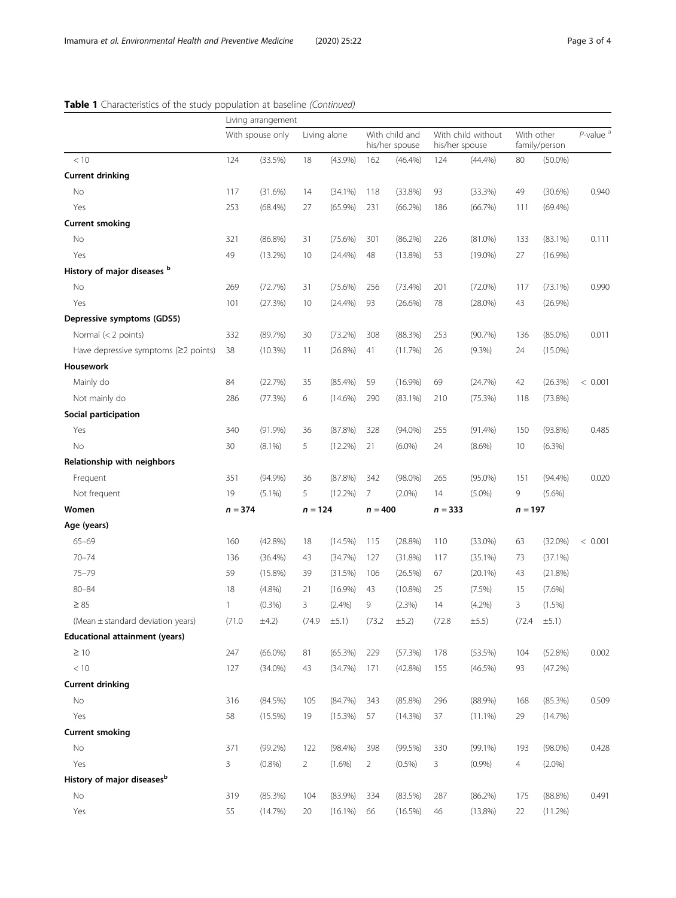**Table 1** Characteristics of the study population at baseline *(Continued)*

| | Living arrangement | | | | | | | | | | |
|---|---|---|---|---|---|---|---|---|---|---|---|
| | With spouse only | | Living alone | | With child and his/her spouse | | With child without his/her spouse | | With other family/person | | *P*-value [a] |
| < 10 | 124 | (33.5%) | 18 | (43.9%) | 162 | (46.4%) | 124 | (44.4%) | 80 | (50.0%) | |
| **Current drinking** | | | | | | | | | | | |
| No | 117 | (31.6%) | 14 | (34.1%) | 118 | (33.8%) | 93 | (33.3%) | 49 | (30.6%) | 0.940 |
| Yes | 253 | (68.4%) | 27 | (65.9%) | 231 | (66.2%) | 186 | (66.7%) | 111 | (69.4%) | |
| **Current smoking** | | | | | | | | | | | |
| No | 321 | (86.8%) | 31 | (75.6%) | 301 | (86.2%) | 226 | (81.0%) | 133 | (83.1%) | 0.111 |
| Yes | 49 | (13.2%) | 10 | (24.4%) | 48 | (13.8%) | 53 | (19.0%) | 27 | (16.9%) | |
| **History of major diseases [b]** | | | | | | | | | | | |
| No | 269 | (72.7%) | 31 | (75.6%) | 256 | (73.4%) | 201 | (72.0%) | 117 | (73.1%) | 0.990 |
| Yes | 101 | (27.3%) | 10 | (24.4%) | 93 | (26.6%) | 78 | (28.0%) | 43 | (26.9%) | |
| **Depressive symptoms (GDS5)** | | | | | | | | | | | |
| Normal (< 2 points) | 332 | (89.7%) | 30 | (73.2%) | 308 | (88.3%) | 253 | (90.7%) | 136 | (85.0%) | 0.011 |
| Have depressive symptoms (≥2 points) | 38 | (10.3%) | 11 | (26.8%) | 41 | (11.7%) | 26 | (9.3%) | 24 | (15.0%) | |
| **Housework** | | | | | | | | | | | |
| Mainly do | 84 | (22.7%) | 35 | (85.4%) | 59 | (16.9%) | 69 | (24.7%) | 42 | (26.3%) | < 0.001 |
| Not mainly do | 286 | (77.3%) | 6 | (14.6%) | 290 | (83.1%) | 210 | (75.3%) | 118 | (73.8%) | |
| **Social participation** | | | | | | | | | | | |
| Yes | 340 | (91.9%) | 36 | (87.8%) | 328 | (94.0%) | 255 | (91.4%) | 150 | (93.8%) | 0.485 |
| No | 30 | (8.1%) | 5 | (12.2%) | 21 | (6.0%) | 24 | (8.6%) | 10 | (6.3%) | |
| **Relationship with neighbors** | | | | | | | | | | | |
| Frequent | 351 | (94.9%) | 36 | (87.8%) | 342 | (98.0%) | 265 | (95.0%) | 151 | (94.4%) | 0.020 |
| Not frequent | 19 | (5.1%) | 5 | (12.2%) | 7 | (2.0%) | 14 | (5.0%) | 9 | (5.6%) | |
| **Women** | ***n* = 374** | | ***n* = 124** | | ***n* = 400** | | ***n* = 333** | | ***n* = 197** | | |
| **Age (years)** | | | | | | | | | | | |
| 65–69 | 160 | (42.8%) | 18 | (14.5%) | 115 | (28.8%) | 110 | (33.0%) | 63 | (32.0%) | < 0.001 |
| 70–74 | 136 | (36.4%) | 43 | (34.7%) | 127 | (31.8%) | 117 | (35.1%) | 73 | (37.1%) | |
| 75–79 | 59 | (15.8%) | 39 | (31.5%) | 106 | (26.5%) | 67 | (20.1%) | 43 | (21.8%) | |
| 80–84 | 18 | (4.8%) | 21 | (16.9%) | 43 | (10.8%) | 25 | (7.5%) | 15 | (7.6%) | |
| ≥ 85 | 1 | (0.3%) | 3 | (2.4%) | 9 | (2.3%) | 14 | (4.2%) | 3 | (1.5%) | |
| (Mean ± standard deviation years) | (71.0 | ±4.2) | (74.9 | ±5.1) | (73.2 | ±5.2) | (72.8 | ±5.5) | (72.4 | ±5.1) | |
| **Educational attainment (years)** | | | | | | | | | | | |
| ≥ 10 | 247 | (66.0%) | 81 | (65.3%) | 229 | (57.3%) | 178 | (53.5%) | 104 | (52.8%) | 0.002 |
| < 10 | 127 | (34.0%) | 43 | (34.7%) | 171 | (42.8%) | 155 | (46.5%) | 93 | (47.2%) | |
| **Current drinking** | | | | | | | | | | | |
| No | 316 | (84.5%) | 105 | (84.7%) | 343 | (85.8%) | 296 | (88.9%) | 168 | (85.3%) | 0.509 |
| Yes | 58 | (15.5%) | 19 | (15.3%) | 57 | (14.3%) | 37 | (11.1%) | 29 | (14.7%) | |
| **Current smoking** | | | | | | | | | | | |
| No | 371 | (99.2%) | 122 | (98.4%) | 398 | (99.5%) | 330 | (99.1%) | 193 | (98.0%) | 0.428 |
| Yes | 3 | (0.8%) | 2 | (1.6%) | 2 | (0.5%) | 3 | (0.9%) | 4 | (2.0%) | |
| **History of major diseases[b]** | | | | | | | | | | | |
| No | 319 | (85.3%) | 104 | (83.9%) | 334 | (83.5%) | 287 | (86.2%) | 175 | (88.8%) | 0.491 |
| Yes | 55 | (14.7%) | 20 | (16.1%) | 66 | (16.5%) | 46 | (13.8%) | 22 | (11.2%) | |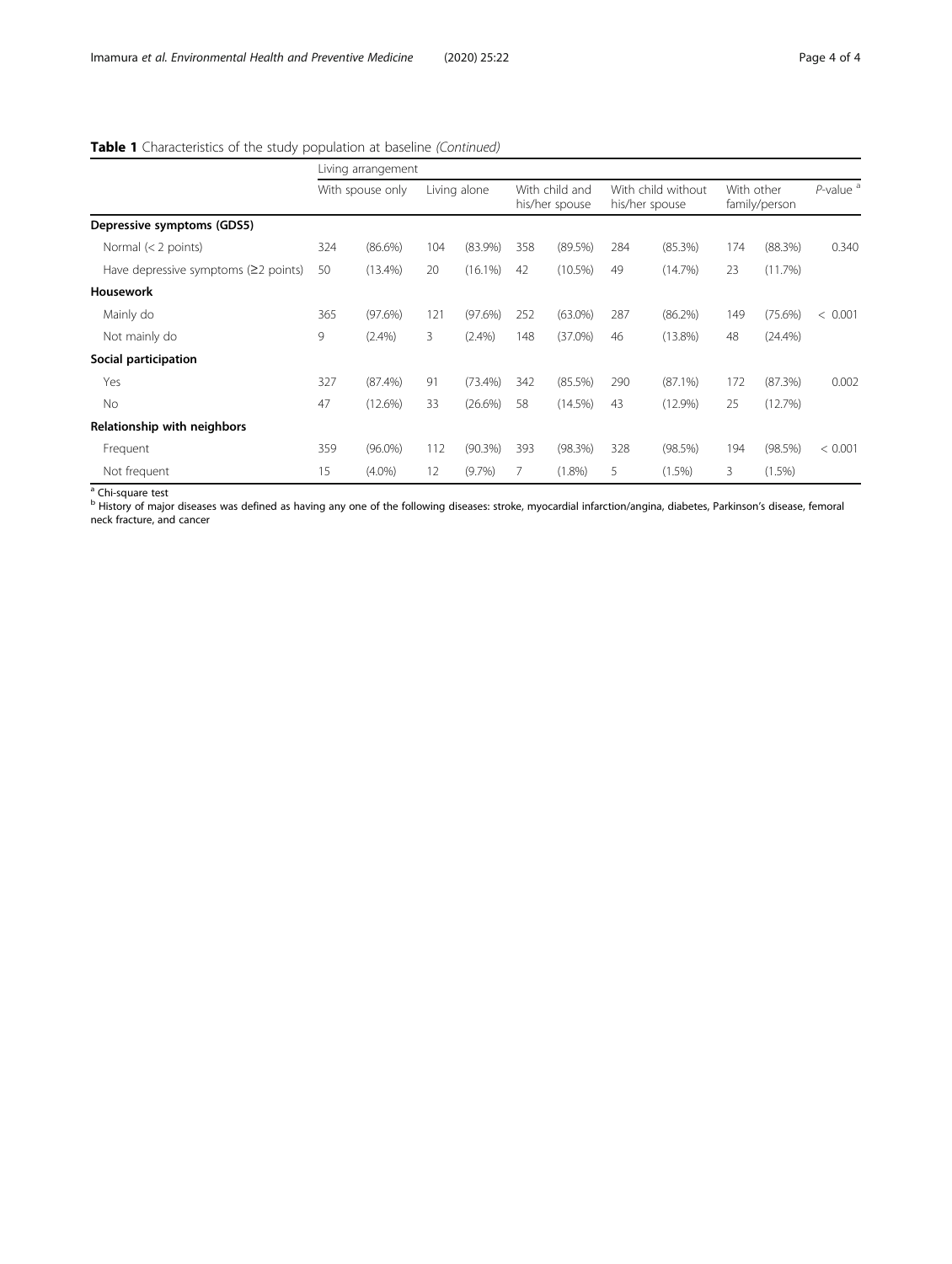**Table 1** Characteristics of the study population at baseline *(Continued)*

| | Living arrangement | | | | | | | | | | |
|---|---|---|---|---|---|---|---|---|---|---|---|
| | With spouse only | | Living alone | | With child and his/her spouse | | With child without his/her spouse | | With other family/person | | *P*-value [a] |
| **Depressive symptoms (GDS5)** | | | | | | | | | | | |
| Normal (< 2 points) | 324 | (86.6%) | 104 | (83.9%) | 358 | (89.5%) | 284 | (85.3%) | 174 | (88.3%) | 0.340 |
| Have depressive symptoms (≥2 points) | 50 | (13.4%) | 20 | (16.1%) | 42 | (10.5%) | 49 | (14.7%) | 23 | (11.7%) | |
| **Housework** | | | | | | | | | | | |
| Mainly do | 365 | (97.6%) | 121 | (97.6%) | 252 | (63.0%) | 287 | (86.2%) | 149 | (75.6%) | < 0.001 |
| Not mainly do | 9 | (2.4%) | 3 | (2.4%) | 148 | (37.0%) | 46 | (13.8%) | 48 | (24.4%) | |
| **Social participation** | | | | | | | | | | | |
| Yes | 327 | (87.4%) | 91 | (73.4%) | 342 | (85.5%) | 290 | (87.1%) | 172 | (87.3%) | 0.002 |
| No | 47 | (12.6%) | 33 | (26.6%) | 58 | (14.5%) | 43 | (12.9%) | 25 | (12.7%) | |
| **Relationship with neighbors** | | | | | | | | | | | |
| Frequent | 359 | (96.0%) | 112 | (90.3%) | 393 | (98.3%) | 328 | (98.5%) | 194 | (98.5%) | < 0.001 |
| Not frequent | 15 | (4.0%) | 12 | (9.7%) | 7 | (1.8%) | 5 | (1.5%) | 3 | (1.5%) | |

[a] Chi-square test
[b] History of major diseases was defined as having any one of the following diseases: stroke, myocardial infarction/angina, diabetes, Parkinson's disease, femoral neck fracture, and cancer